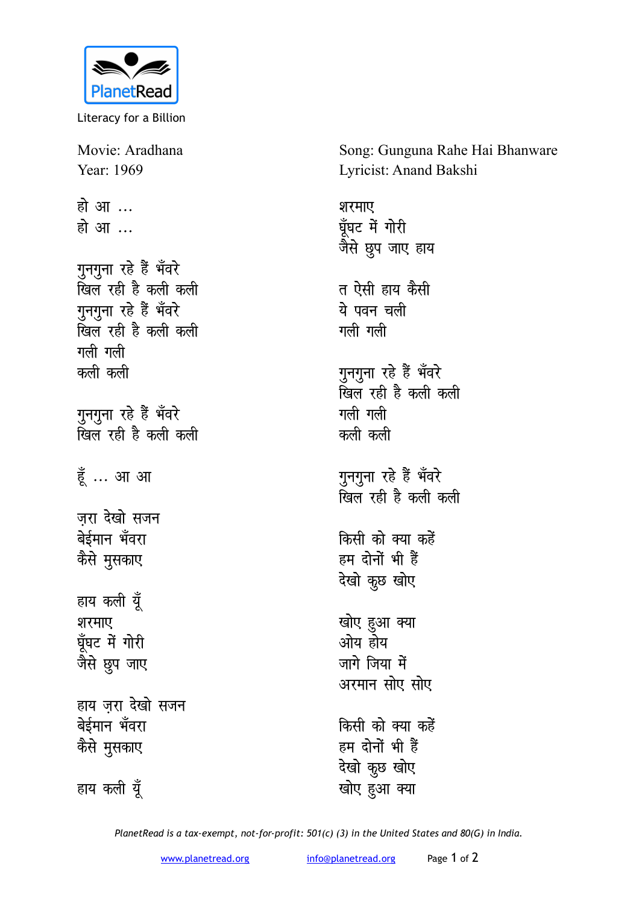PlanetRead

Literacy for a Billion

Movie: Aradhana
Year: 1969

Song: Gunguna Rahe Hai Bhanware
Lyricist: Anand Bakshi

हो आ …
हो आ …

गुनगुना रहे हैं भँवरे
खिल रही है कली कली
गुनगुना रहे हैं भँवरे
खिल रही है कली कली
गली गली
कली कली

गुनगुना रहे हैं भँवरे
खिल रही है कली कली

हूँ … आ आ

ज़रा देखो सजन
बेईमान भँवरा
कैसे मुसकाए

हाय कली यूँ
शरमाए
घूँघट में गोरी
जैसे छुप जाए

हाय ज़रा देखो सजन
बेईमान भँवरा
कैसे मुसकाए

हाय कली यूँ
शरमाए
घूँघट में गोरी
जैसे छुप जाए हाय

त ऐसी हाय कैसी
ये पवन चली
गली गली

गुनगुना रहे हैं भँवरे
खिल रही है कली कली
गली गली
कली कली

गुनगुना रहे हैं भँवरे
खिल रही है कली कली

किसी को क्या कहें
हम दोनों भी हैं
देखो कुछ खोए

खोए हुआ क्या
ओय होय
जागे जिया में
अरमान सोए सोए

किसी को क्या कहें
हम दोनों भी हैं
देखो कुछ खोए
खोए हुआ क्या

*PlanetRead is a tax-exempt, not-for-profit: 501(c) (3) in the United States and 80(G) in India.*

www.planetread.org info@planetread.org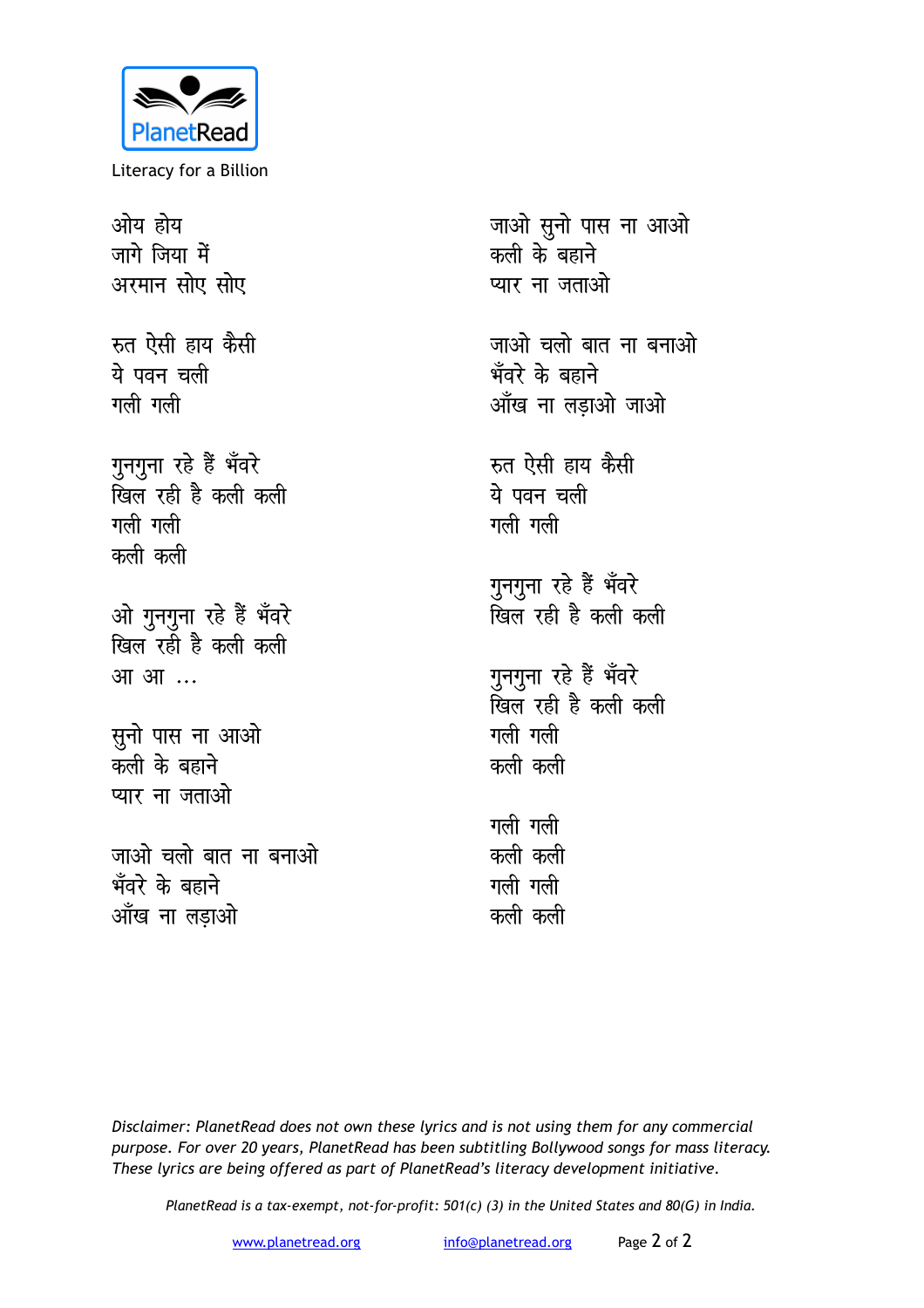PlanetRead

Literacy for a Billion

ओय होय
जागे जिया में
अरमान सोए सोए

रुत ऐसी हाय कैसी
ये पवन चली
गली गली

गुनगुना रहे हैं भँवरे
खिल रही है कली कली
गली गली
कली कली

ओ गुनगुना रहे हैं भँवरे
खिल रही है कली कली
आ आ ...

सुनो पास ना आओ
कली के बहाने
प्यार ना जताओ

जाओ चलो बात ना बनाओ
भँवरे के बहाने
आँख ना लड़ाओ

जाओ सुनो पास ना आओ
कली के बहाने
प्यार ना जताओ

जाओ चलो बात ना बनाओ
भँवरे के बहाने
आँख ना लड़ाओ जाओ

रुत ऐसी हाय कैसी
ये पवन चली
गली गली

गुनगुना रहे हैं भँवरे
खिल रही है कली कली

गुनगुना रहे हैं भँवरे
खिल रही है कली कली
गली गली
कली कली

गली गली
कली कली
गली गली
कली कली

*Disclaimer: PlanetRead does not own these lyrics and is not using them for any commercial purpose. For over 20 years, PlanetRead has been subtitling Bollywood songs for mass literacy. These lyrics are being offered as part of PlanetRead's literacy development initiative.*

*PlanetRead is a tax-exempt, not-for-profit: 501(c) (3) in the United States and 80(G) in India.*

www.planetread.org info@planetread.org